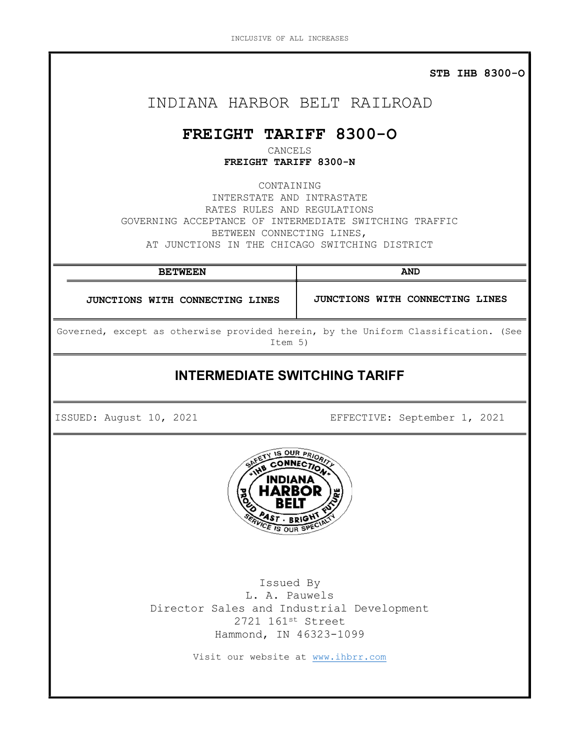INCLUSIVE OF ALL INCREASES

**STB IHB 8300-O**

# INDIANA HARBOR BELT RAILROAD

## FREIGHT TARIFF 8300-O

CANCELS

**FREIGHT TARIFF 8300-N**

CONTAINING
INTERSTATE AND INTRASTATE
RATES RULES AND REGULATIONS
GOVERNING ACCEPTANCE OF INTERMEDIATE SWITCHING TRAFFIC
BETWEEN CONNECTING LINES,
AT JUNCTIONS IN THE CHICAGO SWITCHING DISTRICT

| BETWEEN | AND |
|---|---|
| JUNCTIONS WITH CONNECTING LINES | JUNCTIONS WITH CONNECTING LINES |

Governed, except as otherwise provided herein, by the Uniform Classification. (See Item 5)

## INTERMEDIATE SWITCHING TARIFF

ISSUED: August 10, 2021 EFFECTIVE: September 1, 2021

SAFETY IS OUR PRIORITY
"IHB CONNECTION"
INDIANA HARBOR BELT
PROUD PAST · BRIGHT FUTURE
SERVICE IS OUR SPECIALTY

Issued By
L. A. Pauwels
Director Sales and Industrial Development
2721 161st Street
Hammond, IN 46323-1099

Visit our website at www.ihbrr.com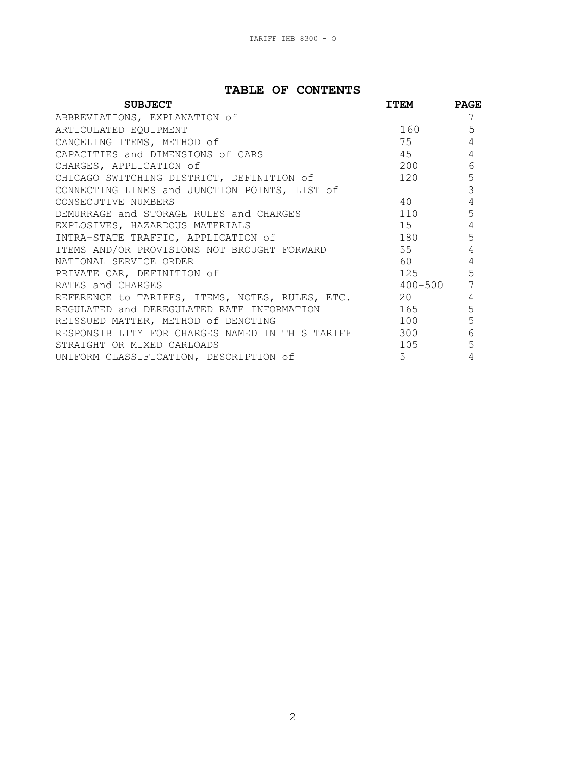# TABLE OF CONTENTS

| SUBJECT | ITEM | PAGE |
|---|---|---|
| ABBREVIATIONS, EXPLANATION of | | 7 |
| ARTICULATED EQUIPMENT | 160 | 5 |
| CANCELING ITEMS, METHOD of | 75 | 4 |
| CAPACITIES and DIMENSIONS of CARS | 45 | 4 |
| CHARGES, APPLICATION of | 200 | 6 |
| CHICAGO SWITCHING DISTRICT, DEFINITION of | 120 | 5 |
| CONNECTING LINES and JUNCTION POINTS, LIST of | | 3 |
| CONSECUTIVE NUMBERS | 40 | 4 |
| DEMURRAGE and STORAGE RULES and CHARGES | 110 | 5 |
| EXPLOSIVES, HAZARDOUS MATERIALS | 15 | 4 |
| INTRA-STATE TRAFFIC, APPLICATION of | 180 | 5 |
| ITEMS AND/OR PROVISIONS NOT BROUGHT FORWARD | 55 | 4 |
| NATIONAL SERVICE ORDER | 60 | 4 |
| PRIVATE CAR, DEFINITION of | 125 | 5 |
| RATES and CHARGES | 400-500 | 7 |
| REFERENCE to TARIFFS, ITEMS, NOTES, RULES, ETC. | 20 | 4 |
| REGULATED and DEREGULATED RATE INFORMATION | 165 | 5 |
| REISSUED MATTER, METHOD of DENOTING | 100 | 5 |
| RESPONSIBILITY FOR CHARGES NAMED IN THIS TARIFF | 300 | 6 |
| STRAIGHT OR MIXED CARLOADS | 105 | 5 |
| UNIFORM CLASSIFICATION, DESCRIPTION of | 5 | 4 |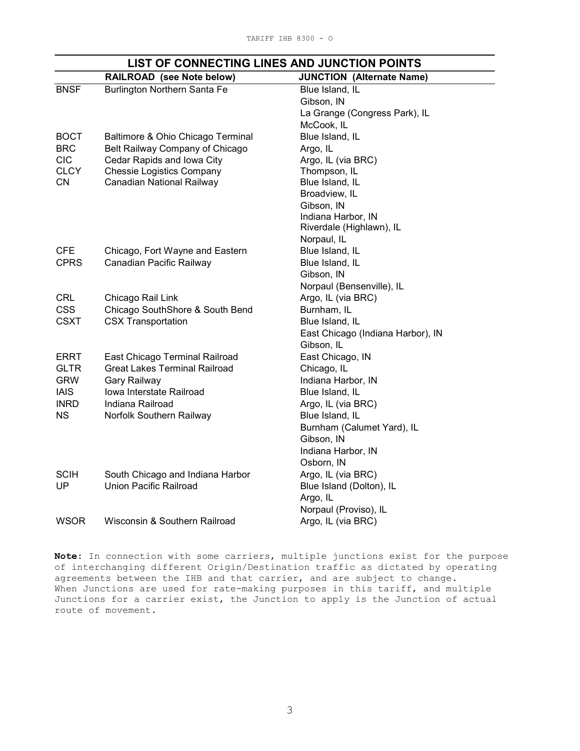## LIST OF CONNECTING LINES AND JUNCTION POINTS

| | RAILROAD (see Note below) | JUNCTION (Alternate Name) |
|---|---|---|
| BNSF | Burlington Northern Santa Fe | Blue Island, IL |
| | | Gibson, IN |
| | | La Grange (Congress Park), IL |
| | | McCook, IL |
| BOCT | Baltimore & Ohio Chicago Terminal | Blue Island, IL |
| BRC | Belt Railway Company of Chicago | Argo, IL |
| CIC | Cedar Rapids and Iowa City | Argo, IL (via BRC) |
| CLCY | Chessie Logistics Company | Thompson, IL |
| CN | Canadian National Railway | Blue Island, IL |
| | | Broadview, IL |
| | | Gibson, IN |
| | | Indiana Harbor, IN |
| | | Riverdale (Highlawn), IL |
| | | Norpaul, IL |
| CFE | Chicago, Fort Wayne and Eastern | Blue Island, IL |
| CPRS | Canadian Pacific Railway | Blue Island, IL |
| | | Gibson, IN |
| | | Norpaul (Bensenville), IL |
| CRL | Chicago Rail Link | Argo, IL (via BRC) |
| CSS | Chicago SouthShore & South Bend | Burnham, IL |
| CSXT | CSX Transportation | Blue Island, IL |
| | | East Chicago (Indiana Harbor), IN |
| | | Gibson, IL |
| ERRT | East Chicago Terminal Railroad | East Chicago, IN |
| GLTR | Great Lakes Terminal Railroad | Chicago, IL |
| GRW | Gary Railway | Indiana Harbor, IN |
| IAIS | Iowa Interstate Railroad | Blue Island, IL |
| INRD | Indiana Railroad | Argo, IL (via BRC) |
| NS | Norfolk Southern Railway | Blue Island, IL |
| | | Burnham (Calumet Yard), IL |
| | | Gibson, IN |
| | | Indiana Harbor, IN |
| | | Osborn, IN |
| SCIH | South Chicago and Indiana Harbor | Argo, IL (via BRC) |
| UP | Union Pacific Railroad | Blue Island (Dolton), IL |
| | | Argo, IL |
| | | Norpaul (Proviso), IL |
| WSOR | Wisconsin & Southern Railroad | Argo, IL (via BRC) |

**Note:** In connection with some carriers, multiple junctions exist for the purpose of interchanging different Origin/Destination traffic as dictated by operating agreements between the IHB and that carrier, and are subject to change. When Junctions are used for rate-making purposes in this tariff, and multiple Junctions for a carrier exist, the Junction to apply is the Junction of actual route of movement.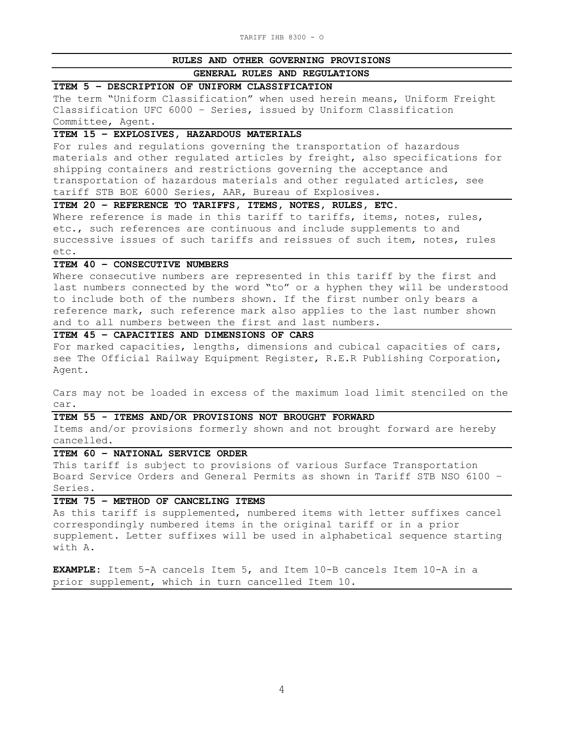## RULES AND OTHER GOVERNING PROVISIONS

## GENERAL RULES AND REGULATIONS

### ITEM 5 – DESCRIPTION OF UNIFORM CLASSIFICATION

The term "Uniform Classification" when used herein means, Uniform Freight Classification UFC 6000 – Series, issued by Uniform Classification Committee, Agent.

### ITEM 15 – EXPLOSIVES, HAZARDOUS MATERIALS

For rules and regulations governing the transportation of hazardous materials and other regulated articles by freight, also specifications for shipping containers and restrictions governing the acceptance and transportation of hazardous materials and other regulated articles, see tariff STB BOE 6000 Series, AAR, Bureau of Explosives.

### ITEM 20 – REFERENCE TO TARIFFS, ITEMS, NOTES, RULES, ETC.

Where reference is made in this tariff to tariffs, items, notes, rules, etc., such references are continuous and include supplements to and successive issues of such tariffs and reissues of such item, notes, rules etc.

### ITEM 40 – CONSECUTIVE NUMBERS

Where consecutive numbers are represented in this tariff by the first and last numbers connected by the word "to" or a hyphen they will be understood to include both of the numbers shown. If the first number only bears a reference mark, such reference mark also applies to the last number shown and to all numbers between the first and last numbers.

### ITEM 45 – CAPACITIES AND DIMENSIONS OF CARS

For marked capacities, lengths, dimensions and cubical capacities of cars, see The Official Railway Equipment Register, R.E.R Publishing Corporation, Agent.

Cars may not be loaded in excess of the maximum load limit stenciled on the car.

### ITEM 55 - ITEMS AND/OR PROVISIONS NOT BROUGHT FORWARD

Items and/or provisions formerly shown and not brought forward are hereby cancelled.

### ITEM 60 – NATIONAL SERVICE ORDER

This tariff is subject to provisions of various Surface Transportation Board Service Orders and General Permits as shown in Tariff STB NSO 6100 – Series.

### ITEM 75 – METHOD OF CANCELING ITEMS

As this tariff is supplemented, numbered items with letter suffixes cancel correspondingly numbered items in the original tariff or in a prior supplement. Letter suffixes will be used in alphabetical sequence starting with A.

**EXAMPLE**: Item 5-A cancels Item 5, and Item 10-B cancels Item 10-A in a prior supplement, which in turn cancelled Item 10.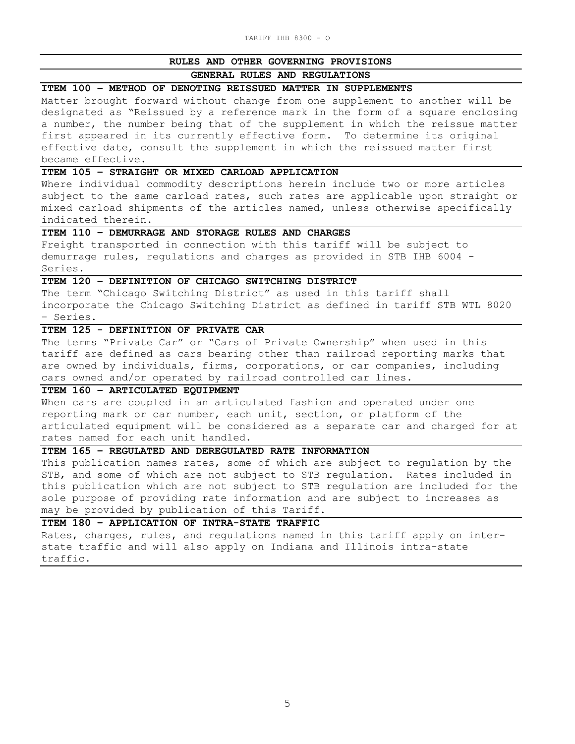## RULES AND OTHER GOVERNING PROVISIONS

### GENERAL RULES AND REGULATIONS

**ITEM 100 – METHOD OF DENOTING REISSUED MATTER IN SUPPLEMENTS**

Matter brought forward without change from one supplement to another will be designated as "Reissued by a reference mark in the form of a square enclosing a number, the number being that of the supplement in which the reissue matter first appeared in its currently effective form. To determine its original effective date, consult the supplement in which the reissued matter first became effective.

**ITEM 105 – STRAIGHT OR MIXED CARLOAD APPLICATION**

Where individual commodity descriptions herein include two or more articles subject to the same carload rates, such rates are applicable upon straight or mixed carload shipments of the articles named, unless otherwise specifically indicated therein.

**ITEM 110 – DEMURRAGE AND STORAGE RULES AND CHARGES**

Freight transported in connection with this tariff will be subject to demurrage rules, regulations and charges as provided in STB IHB 6004 - Series.

**ITEM 120 – DEFINITION OF CHICAGO SWITCHING DISTRICT**

The term "Chicago Switching District" as used in this tariff shall incorporate the Chicago Switching District as defined in tariff STB WTL 8020 – Series.

**ITEM 125 - DEFINITION OF PRIVATE CAR**

The terms "Private Car" or "Cars of Private Ownership" when used in this tariff are defined as cars bearing other than railroad reporting marks that are owned by individuals, firms, corporations, or car companies, including cars owned and/or operated by railroad controlled car lines.

**ITEM 160 – ARTICULATED EQUIPMENT**

When cars are coupled in an articulated fashion and operated under one reporting mark or car number, each unit, section, or platform of the articulated equipment will be considered as a separate car and charged for at rates named for each unit handled.

**ITEM 165 – REGULATED AND DEREGULATED RATE INFORMATION**

This publication names rates, some of which are subject to regulation by the STB, and some of which are not subject to STB regulation. Rates included in this publication which are not subject to STB regulation are included for the sole purpose of providing rate information and are subject to increases as may be provided by publication of this Tariff.

**ITEM 180 – APPLICATION OF INTRA-STATE TRAFFIC**

Rates, charges, rules, and regulations named in this tariff apply on inter-state traffic and will also apply on Indiana and Illinois intra-state traffic.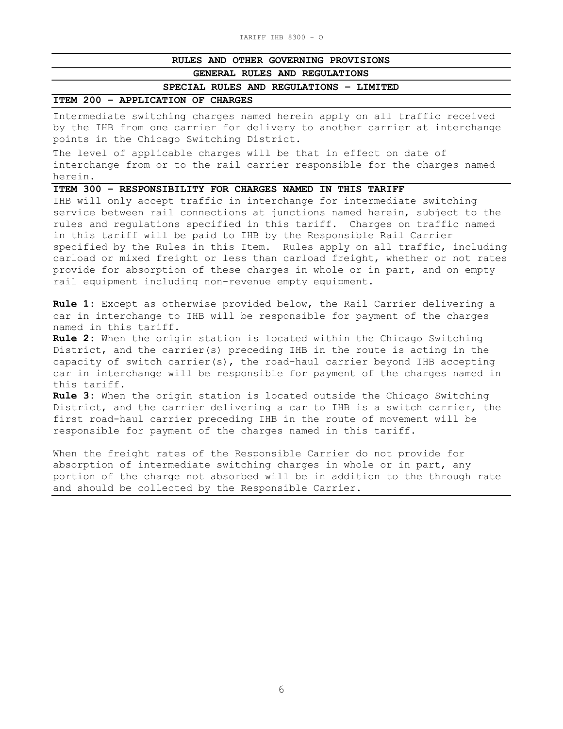## RULES AND OTHER GOVERNING PROVISIONS

### GENERAL RULES AND REGULATIONS

### SPECIAL RULES AND REGULATIONS – LIMITED

**ITEM 200 – APPLICATION OF CHARGES**

Intermediate switching charges named herein apply on all traffic received by the IHB from one carrier for delivery to another carrier at interchange points in the Chicago Switching District.

The level of applicable charges will be that in effect on date of interchange from or to the rail carrier responsible for the charges named herein.

**ITEM 300 – RESPONSIBILITY FOR CHARGES NAMED IN THIS TARIFF**

IHB will only accept traffic in interchange for intermediate switching service between rail connections at junctions named herein, subject to the rules and regulations specified in this tariff. Charges on traffic named in this tariff will be paid to IHB by the Responsible Rail Carrier specified by the Rules in this Item. Rules apply on all traffic, including carload or mixed freight or less than carload freight, whether or not rates provide for absorption of these charges in whole or in part, and on empty rail equipment including non-revenue empty equipment.

**Rule 1**: Except as otherwise provided below, the Rail Carrier delivering a car in interchange to IHB will be responsible for payment of the charges named in this tariff.

**Rule 2**: When the origin station is located within the Chicago Switching District, and the carrier(s) preceding IHB in the route is acting in the capacity of switch carrier(s), the road-haul carrier beyond IHB accepting car in interchange will be responsible for payment of the charges named in this tariff.

**Rule 3**: When the origin station is located outside the Chicago Switching District, and the carrier delivering a car to IHB is a switch carrier, the first road-haul carrier preceding IHB in the route of movement will be responsible for payment of the charges named in this tariff.

When the freight rates of the Responsible Carrier do not provide for absorption of intermediate switching charges in whole or in part, any portion of the charge not absorbed will be in addition to the through rate and should be collected by the Responsible Carrier.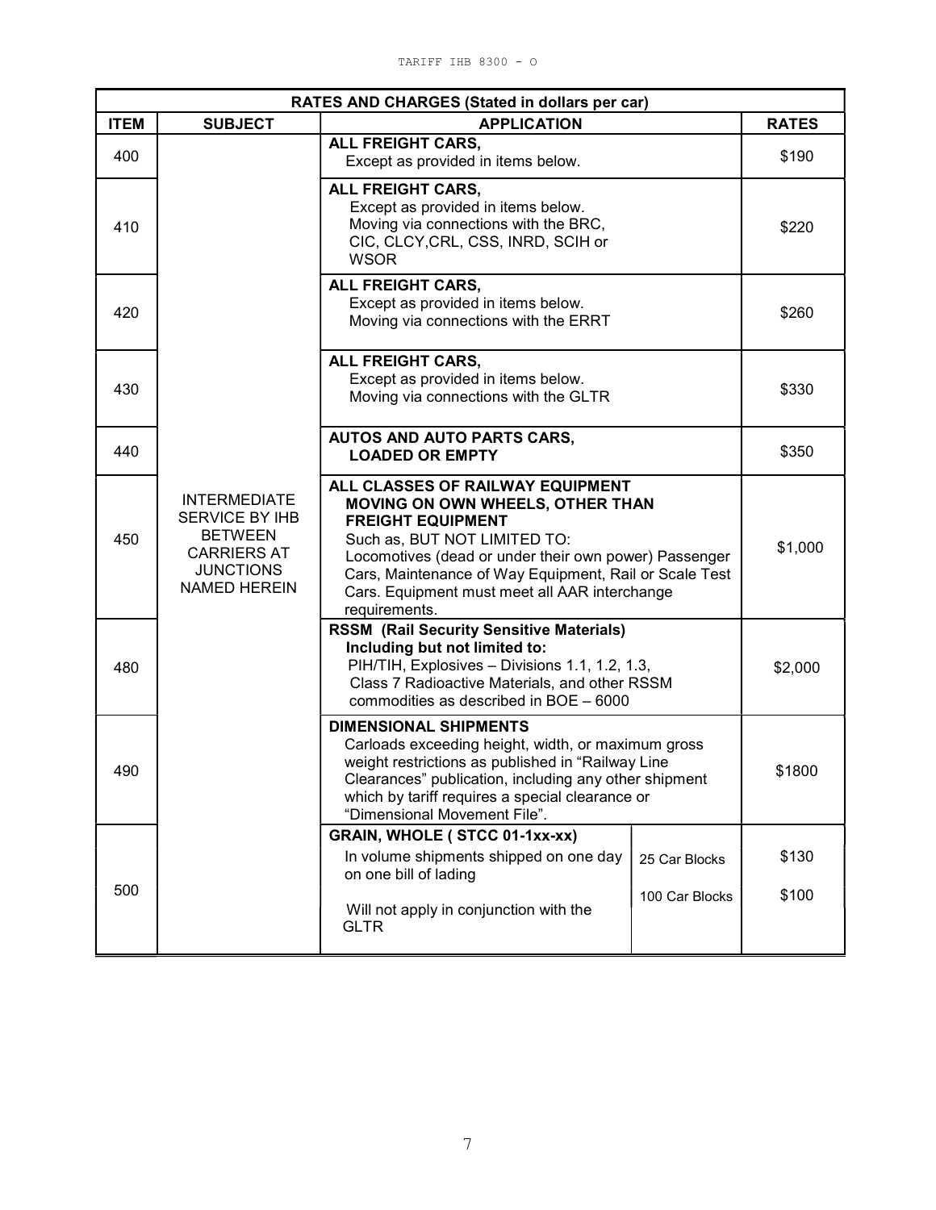TARIFF IHB 8300 - O

| RATES AND CHARGES (Stated in dollars per car) | | | |
|---|---|---|---|
| **ITEM** | **SUBJECT** | **APPLICATION** | **RATES** |
| 400 | INTERMEDIATE SERVICE BY IHB BETWEEN CARRIERS AT JUNCTIONS NAMED HEREIN | **ALL FREIGHT CARS,** Except as provided in items below. | $190 |
| 410 | | **ALL FREIGHT CARS,** Except as provided in items below. Moving via connections with the BRC, CIC, CLCY,CRL, CSS, INRD, SCIH or WSOR | $220 |
| 420 | | **ALL FREIGHT CARS,** Except as provided in items below. Moving via connections with the ERRT | $260 |
| 430 | | **ALL FREIGHT CARS,** Except as provided in items below. Moving via connections with the GLTR | $330 |
| 440 | | **AUTOS AND AUTO PARTS CARS, LOADED OR EMPTY** | $350 |
| 450 | | **ALL CLASSES OF RAILWAY EQUIPMENT MOVING ON OWN WHEELS, OTHER THAN FREIGHT EQUIPMENT** Such as, BUT NOT LIMITED TO: Locomotives (dead or under their own power) Passenger Cars, Maintenance of Way Equipment, Rail or Scale Test Cars. Equipment must meet all AAR interchange requirements. | $1,000 |
| 480 | | **RSSM (Rail Security Sensitive Materials) Including but not limited to:** PIH/TIH, Explosives – Divisions 1.1, 1.2, 1.3, Class 7 Radioactive Materials, and other RSSM commodities as described in BOE – 6000 | $2,000 |
| 490 | | **DIMENSIONAL SHIPMENTS** Carloads exceeding height, width, or maximum gross weight restrictions as published in "Railway Line Clearances" publication, including any other shipment which by tariff requires a special clearance or "Dimensional Movement File". | $1800 |
| 500 | | **GRAIN, WHOLE ( STCC 01-1xx-xx)** In volume shipments shipped on one day on one bill of lading — 25 Car Blocks; 100 Car Blocks. Will not apply in conjunction with the GLTR | 25 Car Blocks: $130; 100 Car Blocks: $100 |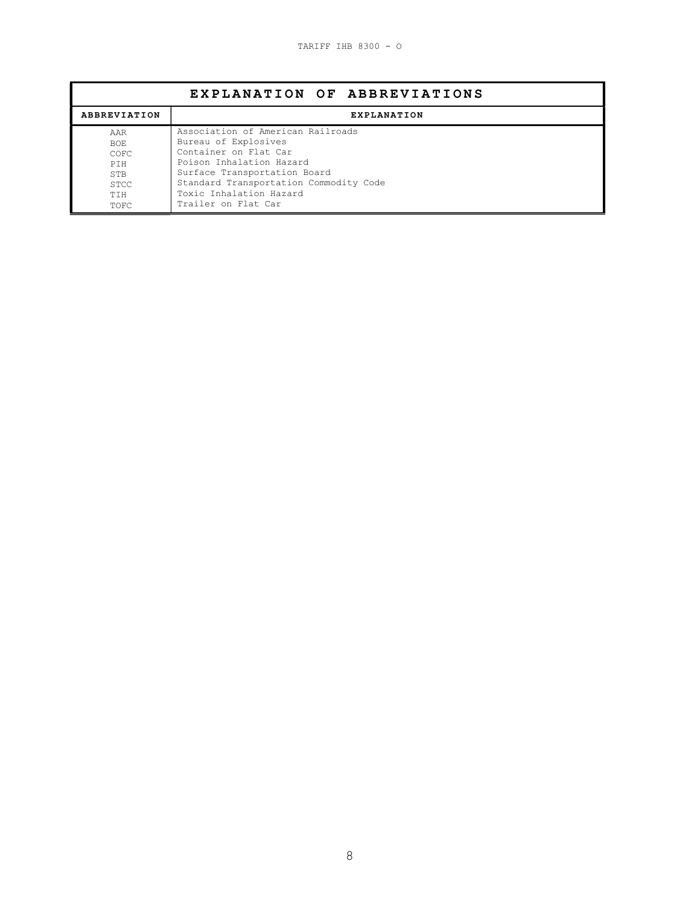## EXPLANATION OF ABBREVIATIONS

| ABBREVIATION | EXPLANATION |
|---|---|
| AAR | Association of American Railroads |
| BOE | Bureau of Explosives |
| COFC | Container on Flat Car |
| PIH | Poison Inhalation Hazard |
| STB | Surface Transportation Board |
| STCC | Standard Transportation Commodity Code |
| TIH | Toxic Inhalation Hazard |
| TOFC | Trailer on Flat Car |